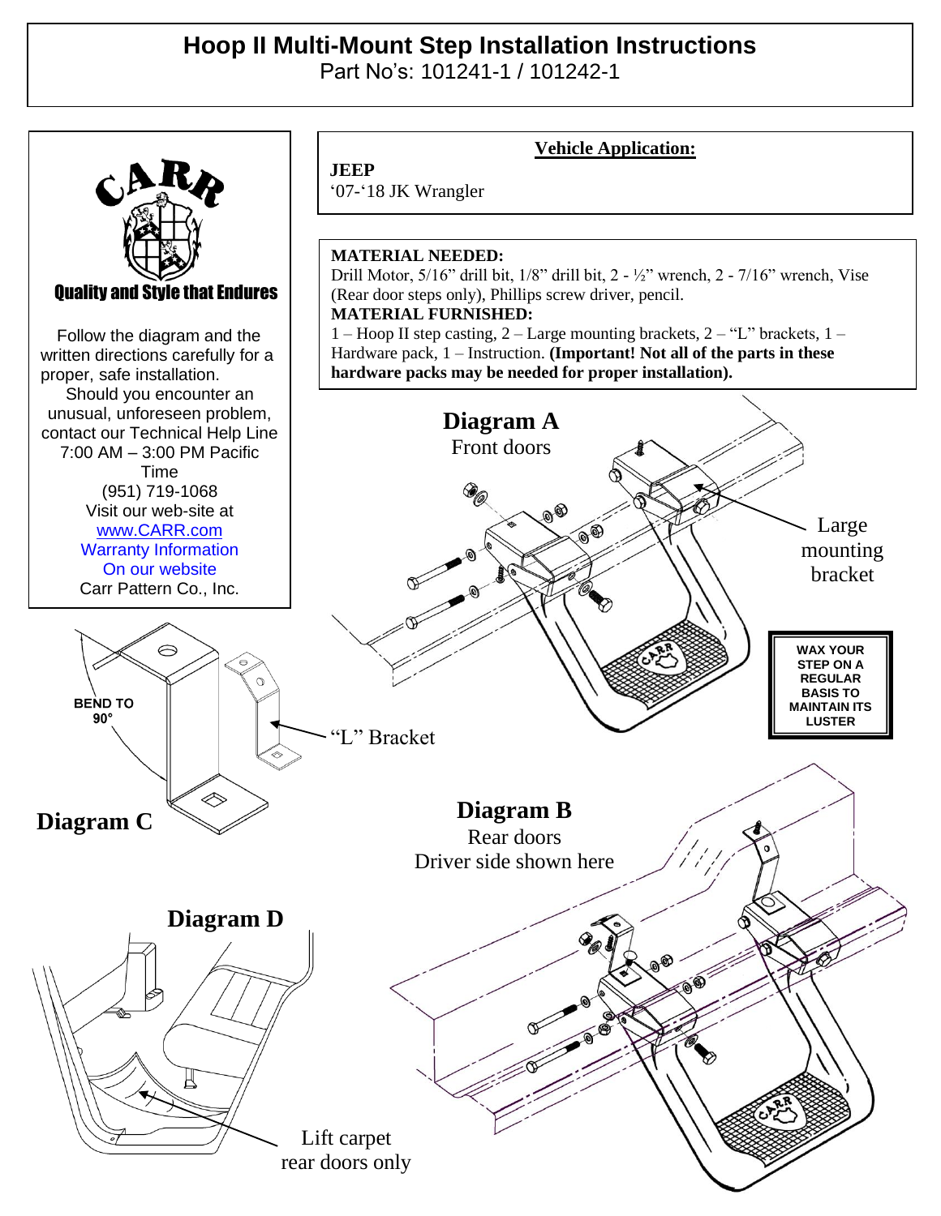# Hoop II Multi-Mount Step Installation Instructions

Part No's: 101241-1 / 101242-1

**Quality and Style that Endures**

Follow the diagram and the written directions carefully for a proper, safe installation.
Should you encounter an unusual, unforeseen problem, contact our Technical Help Line 7:00 AM – 3:00 PM Pacific Time
(951) 719-1068
Visit our web-site at
www.CARR.com
Warranty Information
On our website
Carr Pattern Co., Inc.

**Vehicle Application:**

**JEEP**
'07-'18 JK Wrangler

**MATERIAL NEEDED:**
Drill Motor, 5/16" drill bit, 1/8" drill bit, 2 - ½" wrench, 2 - 7/16" wrench, Vise (Rear door steps only), Phillips screw driver, pencil.

**MATERIAL FURNISHED:**
1 – Hoop II step casting, 2 – Large mounting brackets, 2 – "L" brackets, 1 – Hardware pack, 1 – Instruction. **(Important! Not all of the parts in these hardware packs may be needed for proper installation).**

**Diagram A**
Front doors

Large mounting bracket

WAX YOUR STEP ON A REGULAR BASIS TO MAINTAIN ITS LUSTER

BEND TO 90°

"L" Bracket

**Diagram C**

**Diagram B**
Rear doors
Driver side shown here

**Diagram D**

Lift carpet
rear doors only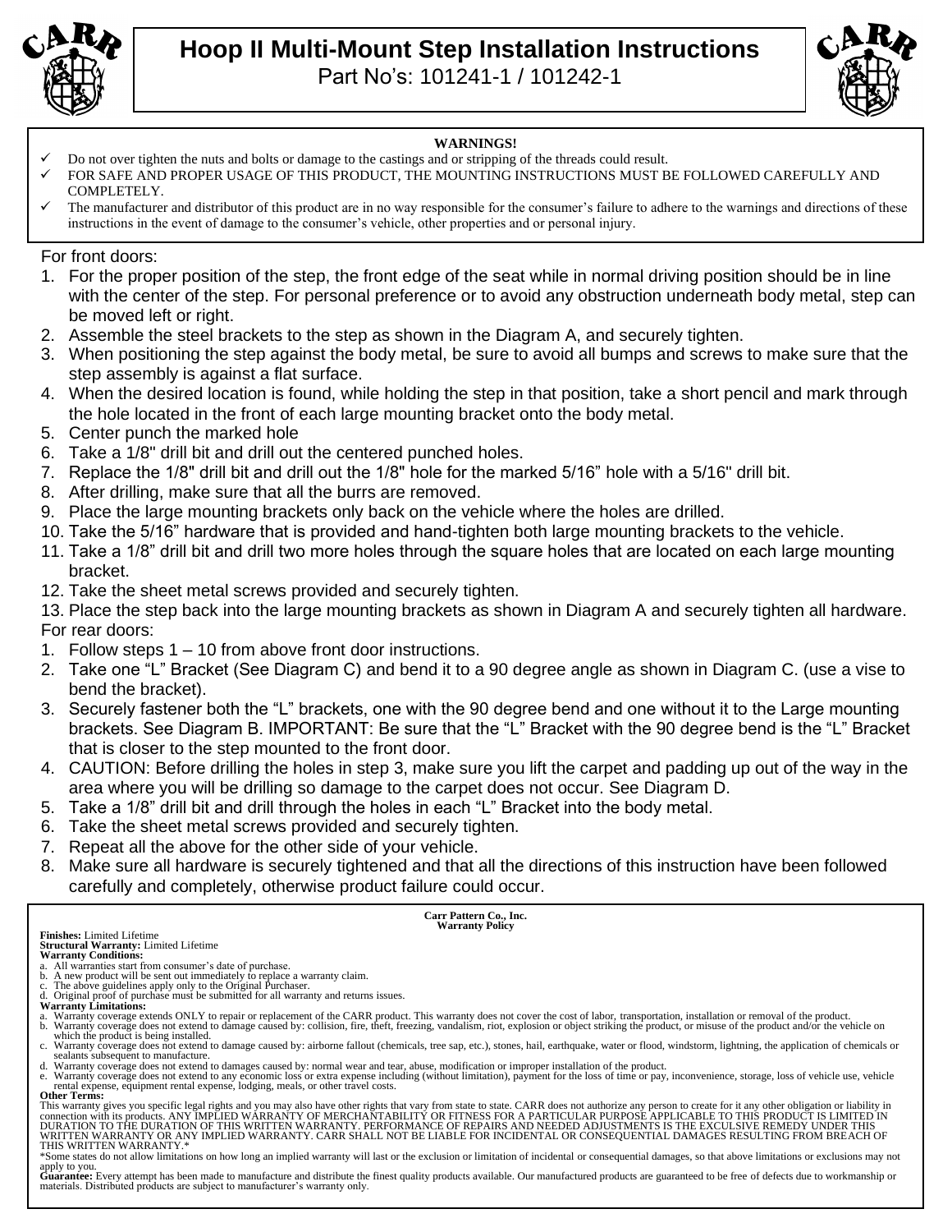# Hoop II Multi-Mount Step Installation Instructions

Part No's: 101241-1 / 101242-1

**WARNINGS!**

- ✓ Do not over tighten the nuts and bolts or damage to the castings and or stripping of the threads could result.
- ✓ FOR SAFE AND PROPER USAGE OF THIS PRODUCT, THE MOUNTING INSTRUCTIONS MUST BE FOLLOWED CAREFULLY AND COMPLETELY.
- ✓ The manufacturer and distributor of this product are in no way responsible for the consumer's failure to adhere to the warnings and directions of these instructions in the event of damage to the consumer's vehicle, other properties and or personal injury.

For front doors:

1. For the proper position of the step, the front edge of the seat while in normal driving position should be in line with the center of the step. For personal preference or to avoid any obstruction underneath body metal, step can be moved left or right.
2. Assemble the steel brackets to the step as shown in the Diagram A, and securely tighten.
3. When positioning the step against the body metal, be sure to avoid all bumps and screws to make sure that the step assembly is against a flat surface.
4. When the desired location is found, while holding the step in that position, take a short pencil and mark through the hole located in the front of each large mounting bracket onto the body metal.
5. Center punch the marked hole
6. Take a 1/8" drill bit and drill out the centered punched holes.
7. Replace the 1/8" drill bit and drill out the 1/8" hole for the marked 5/16" hole with a 5/16" drill bit.
8. After drilling, make sure that all the burrs are removed.
9. Place the large mounting brackets only back on the vehicle where the holes are drilled.
10. Take the 5/16" hardware that is provided and hand-tighten both large mounting brackets to the vehicle.
11. Take a 1/8" drill bit and drill two more holes through the square holes that are located on each large mounting bracket.
12. Take the sheet metal screws provided and securely tighten.
13. Place the step back into the large mounting brackets as shown in Diagram A and securely tighten all hardware.

For rear doors:

1. Follow steps 1 – 10 from above front door instructions.
2. Take one "L" Bracket (See Diagram C) and bend it to a 90 degree angle as shown in Diagram C. (use a vise to bend the bracket).
3. Securely fastener both the "L" brackets, one with the 90 degree bend and one without it to the Large mounting brackets. See Diagram B. IMPORTANT: Be sure that the "L" Bracket with the 90 degree bend is the "L" Bracket that is closer to the step mounted to the front door.
4. CAUTION: Before drilling the holes in step 3, make sure you lift the carpet and padding up out of the way in the area where you will be drilling so damage to the carpet does not occur. See Diagram D.
5. Take a 1/8" drill bit and drill through the holes in each "L" Bracket into the body metal.
6. Take the sheet metal screws provided and securely tighten.
7. Repeat all the above for the other side of your vehicle.
8. Make sure all hardware is securely tightened and that all the directions of this instruction have been followed carefully and completely, otherwise product failure could occur.

**Carr Pattern Co., Inc.**
**Warranty Policy**

**Finishes:** Limited Lifetime
**Structural Warranty:** Limited Lifetime
**Warranty Conditions:**

a. All warranties start from consumer's date of purchase.
b. A new product will be sent out immediately to replace a warranty claim.
c. The above guidelines apply only to the Original Purchaser.
d. Original proof of purchase must be submitted for all warranty and returns issues.

**Warranty Limitations:**

a. Warranty coverage extends ONLY to repair or replacement of the CARR product. This warranty does not cover the cost of labor, transportation, installation or removal of the product.
b. Warranty coverage does not extend to damage caused by: collision, fire, theft, freezing, vandalism, riot, explosion or object striking the product, or misuse of the product and/or the vehicle on which the product is being installed.
c. Warranty coverage does not extend to damage caused by: airborne fallout (chemicals, tree sap, etc.), stones, hail, earthquake, water or flood, windstorm, lightning, the application of chemicals or sealants subsequent to manufacture.
d. Warranty coverage does not extend to damages caused by: normal wear and tear, abuse, modification or improper installation of the product.
e. Warranty coverage does not extend to any economic loss or extra expense including (without limitation), payment for the loss of time or pay, inconvenience, storage, loss of vehicle use, vehicle rental expense, equipment rental expense, lodging, meals, or other travel costs.

**Other Terms:**
This warranty gives you specific legal rights and you may also have other rights that vary from state to state. CARR does not authorize any person to create for it any other obligation or liability in connection with its products. ANY IMPLIED WARRANTY OF MERCHANTABILITY OR FITNESS FOR A PARTICULAR PURPOSE APPLICABLE TO THIS PRODUCT IS LIMITED IN DURATION TO THE DURATION OF THIS WRITTEN WARRANTY. PERFORMANCE OF REPAIRS AND NEEDED ADJUSTMENTS IS THE EXCULSIVE REMEDY UNDER THIS WRITTEN WARRANTY OR ANY IMPLIED WARRANTY. CARR SHALL NOT BE LIABLE FOR INCIDENTAL OR CONSEQUENTIAL DAMAGES RESULTING FROM BREACH OF THIS WRITTEN WARRANTY.*
*Some states do not allow limitations on how long an implied warranty will last or the exclusion or limitation of incidental or consequential damages, so that above limitations or exclusions may not apply to you.
**Guarantee:** Every attempt has been made to manufacture and distribute the finest quality products available. Our manufactured products are guaranteed to be free of defects due to workmanship or materials. Distributed products are subject to manufacturer's warranty only.